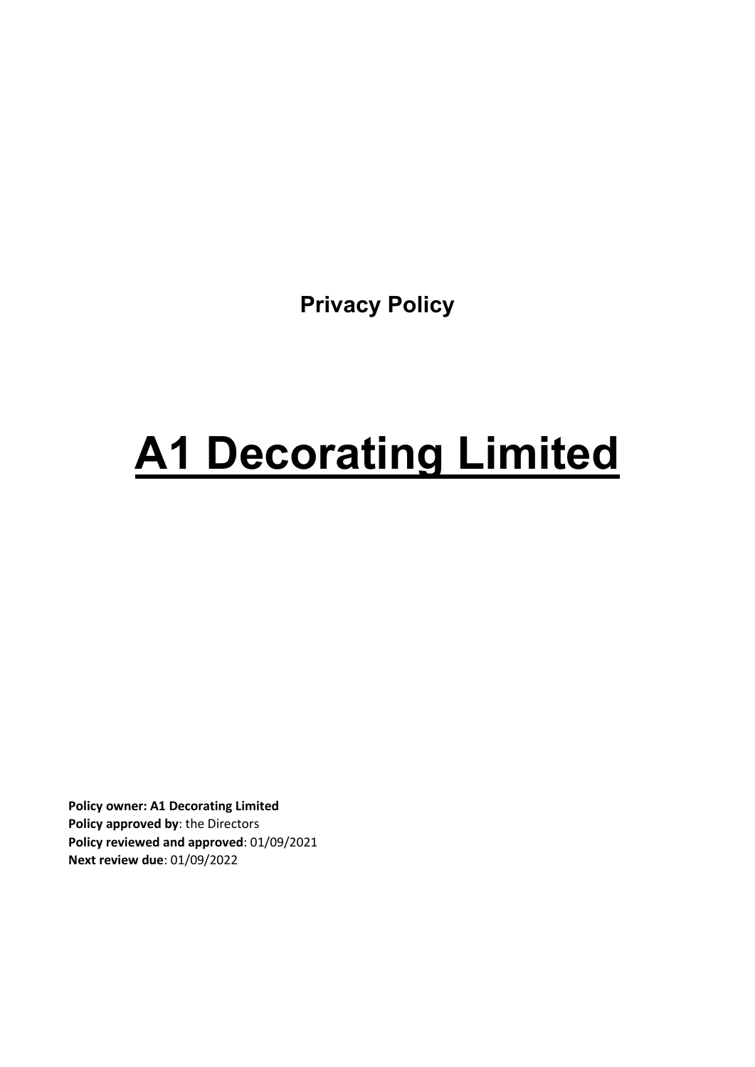**Privacy Policy**

# A1 Decorating Limited

**Policy owner: A1 Decorating Limited**
**Policy approved by**: the Directors
**Policy reviewed and approved**: 01/09/2021
**Next review due**: 01/09/2022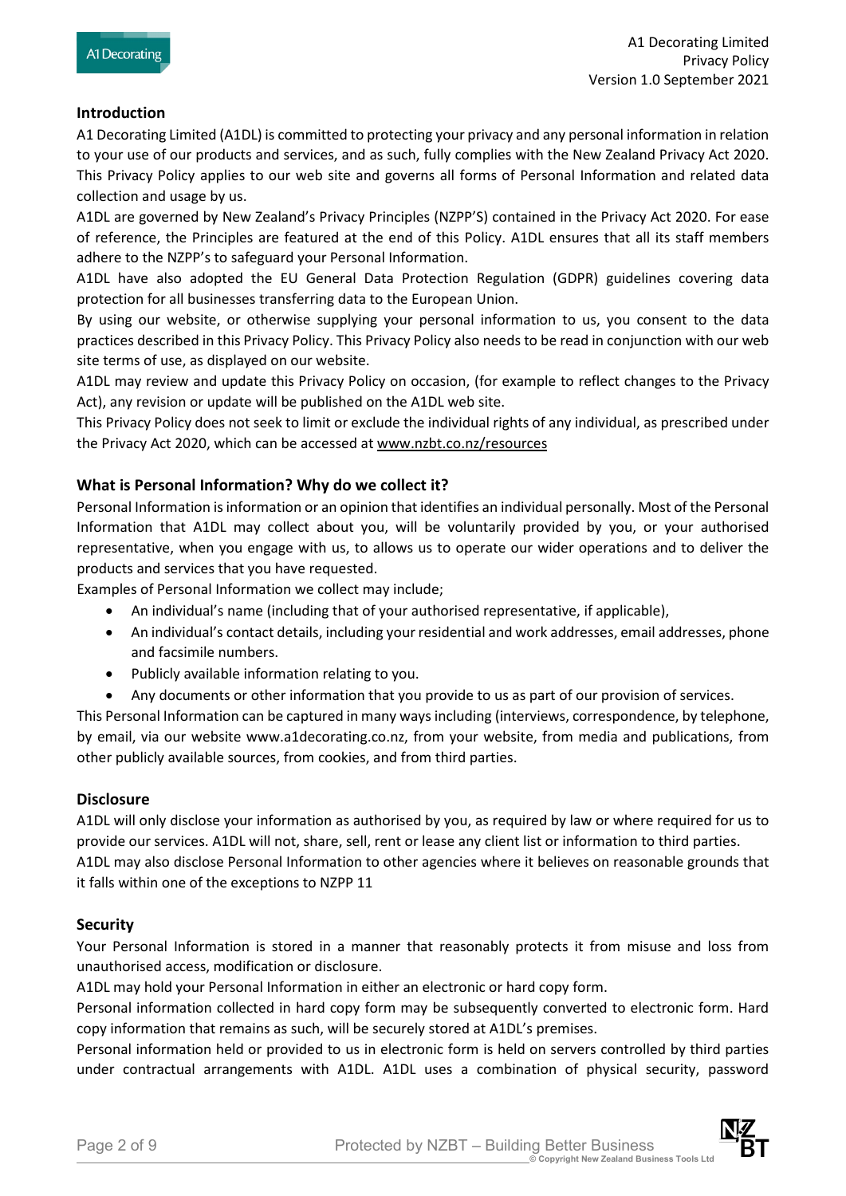## Introduction

A1 Decorating Limited (A1DL) is committed to protecting your privacy and any personal information in relation to your use of our products and services, and as such, fully complies with the New Zealand Privacy Act 2020. This Privacy Policy applies to our web site and governs all forms of Personal Information and related data collection and usage by us.

A1DL are governed by New Zealand's Privacy Principles (NZPP'S) contained in the Privacy Act 2020. For ease of reference, the Principles are featured at the end of this Policy. A1DL ensures that all its staff members adhere to the NZPP's to safeguard your Personal Information.

A1DL have also adopted the EU General Data Protection Regulation (GDPR) guidelines covering data protection for all businesses transferring data to the European Union.

By using our website, or otherwise supplying your personal information to us, you consent to the data practices described in this Privacy Policy. This Privacy Policy also needs to be read in conjunction with our web site terms of use, as displayed on our website.

A1DL may review and update this Privacy Policy on occasion, (for example to reflect changes to the Privacy Act), any revision or update will be published on the A1DL web site.

This Privacy Policy does not seek to limit or exclude the individual rights of any individual, as prescribed under the Privacy Act 2020, which can be accessed at www.nzbt.co.nz/resources

## What is Personal Information? Why do we collect it?

Personal Information is information or an opinion that identifies an individual personally. Most of the Personal Information that A1DL may collect about you, will be voluntarily provided by you, or your authorised representative, when you engage with us, to allows us to operate our wider operations and to deliver the products and services that you have requested.

Examples of Personal Information we collect may include;

- An individual's name (including that of your authorised representative, if applicable),
- An individual's contact details, including your residential and work addresses, email addresses, phone and facsimile numbers.
- Publicly available information relating to you.
- Any documents or other information that you provide to us as part of our provision of services.

This Personal Information can be captured in many ways including (interviews, correspondence, by telephone, by email, via our website www.a1decorating.co.nz, from your website, from media and publications, from other publicly available sources, from cookies, and from third parties.

## Disclosure

A1DL will only disclose your information as authorised by you, as required by law or where required for us to provide our services. A1DL will not, share, sell, rent or lease any client list or information to third parties.

A1DL may also disclose Personal Information to other agencies where it believes on reasonable grounds that it falls within one of the exceptions to NZPP 11

## Security

Your Personal Information is stored in a manner that reasonably protects it from misuse and loss from unauthorised access, modification or disclosure.

A1DL may hold your Personal Information in either an electronic or hard copy form.

Personal information collected in hard copy form may be subsequently converted to electronic form. Hard copy information that remains as such, will be securely stored at A1DL's premises.

Personal information held or provided to us in electronic form is held on servers controlled by third parties under contractual arrangements with A1DL. A1DL uses a combination of physical security, password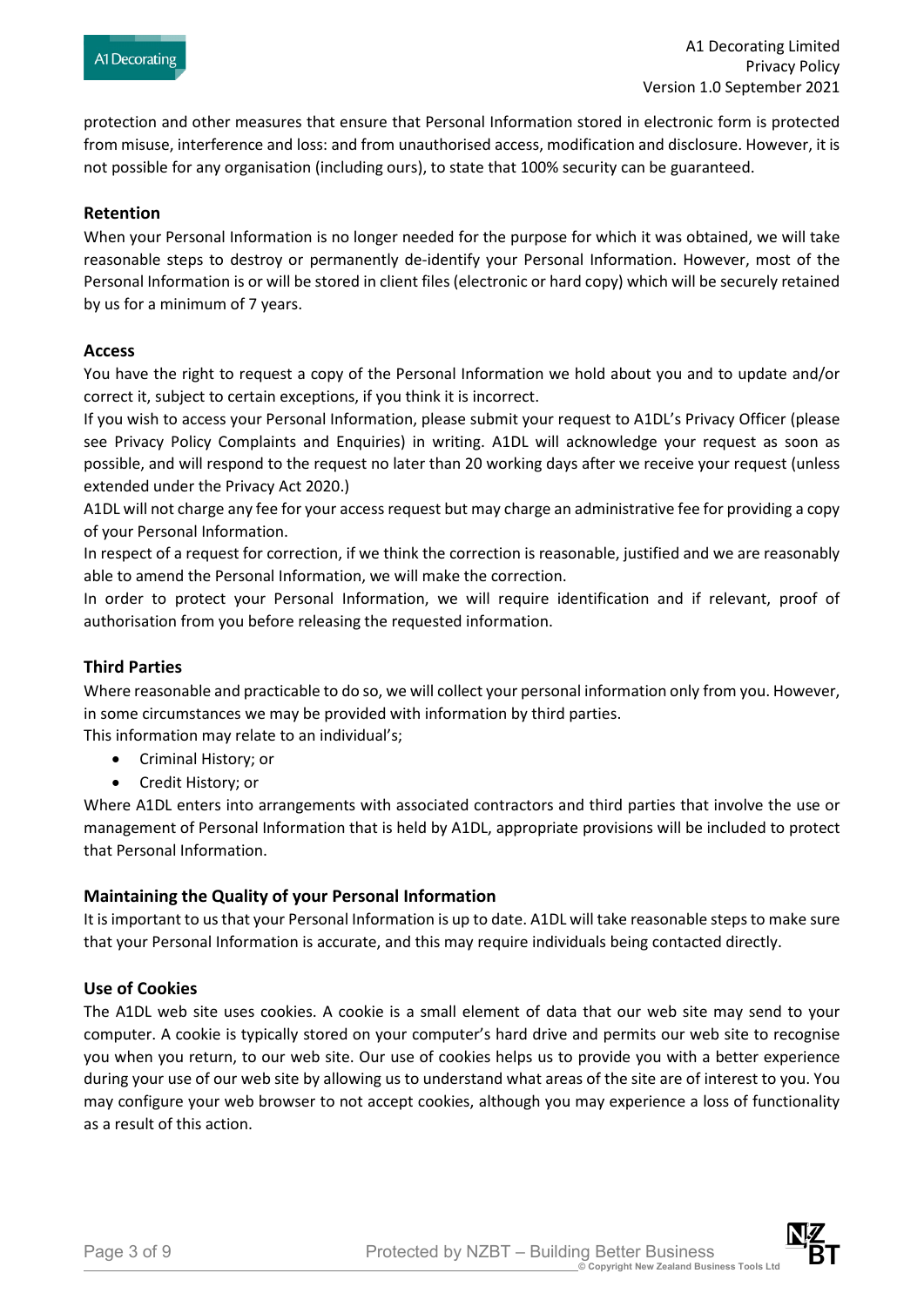protection and other measures that ensure that Personal Information stored in electronic form is protected from misuse, interference and loss: and from unauthorised access, modification and disclosure. However, it is not possible for any organisation (including ours), to state that 100% security can be guaranteed.

### Retention

When your Personal Information is no longer needed for the purpose for which it was obtained, we will take reasonable steps to destroy or permanently de-identify your Personal Information. However, most of the Personal Information is or will be stored in client files (electronic or hard copy) which will be securely retained by us for a minimum of 7 years.

### Access

You have the right to request a copy of the Personal Information we hold about you and to update and/or correct it, subject to certain exceptions, if you think it is incorrect.

If you wish to access your Personal Information, please submit your request to A1DL's Privacy Officer (please see Privacy Policy Complaints and Enquiries) in writing. A1DL will acknowledge your request as soon as possible, and will respond to the request no later than 20 working days after we receive your request (unless extended under the Privacy Act 2020.)

A1DL will not charge any fee for your access request but may charge an administrative fee for providing a copy of your Personal Information.

In respect of a request for correction, if we think the correction is reasonable, justified and we are reasonably able to amend the Personal Information, we will make the correction.

In order to protect your Personal Information, we will require identification and if relevant, proof of authorisation from you before releasing the requested information.

### Third Parties

Where reasonable and practicable to do so, we will collect your personal information only from you. However, in some circumstances we may be provided with information by third parties.

This information may relate to an individual's;

- Criminal History; or
- Credit History; or

Where A1DL enters into arrangements with associated contractors and third parties that involve the use or management of Personal Information that is held by A1DL, appropriate provisions will be included to protect that Personal Information.

### Maintaining the Quality of your Personal Information

It is important to us that your Personal Information is up to date. A1DL will take reasonable steps to make sure that your Personal Information is accurate, and this may require individuals being contacted directly.

### Use of Cookies

The A1DL web site uses cookies. A cookie is a small element of data that our web site may send to your computer. A cookie is typically stored on your computer's hard drive and permits our web site to recognise you when you return, to our web site. Our use of cookies helps us to provide you with a better experience during your use of our web site by allowing us to understand what areas of the site are of interest to you. You may configure your web browser to not accept cookies, although you may experience a loss of functionality as a result of this action.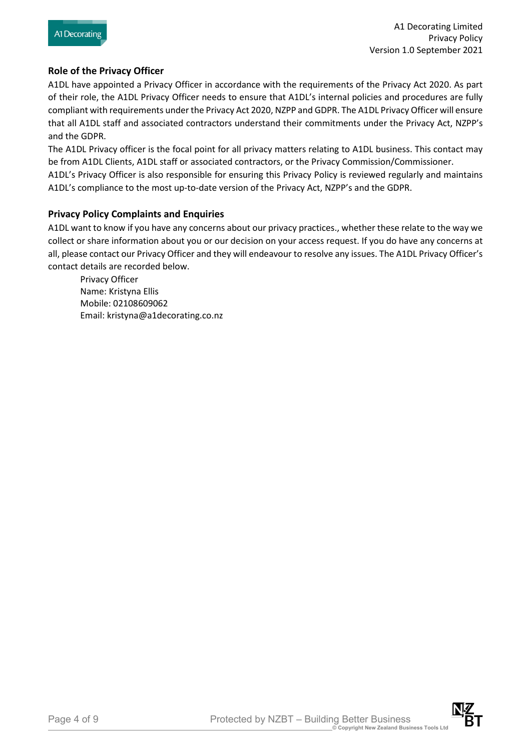## Role of the Privacy Officer

A1DL have appointed a Privacy Officer in accordance with the requirements of the Privacy Act 2020. As part of their role, the A1DL Privacy Officer needs to ensure that A1DL's internal policies and procedures are fully compliant with requirements under the Privacy Act 2020, NZPP and GDPR. The A1DL Privacy Officer will ensure that all A1DL staff and associated contractors understand their commitments under the Privacy Act, NZPP's and the GDPR.

The A1DL Privacy officer is the focal point for all privacy matters relating to A1DL business. This contact may be from A1DL Clients, A1DL staff or associated contractors, or the Privacy Commission/Commissioner.

A1DL's Privacy Officer is also responsible for ensuring this Privacy Policy is reviewed regularly and maintains A1DL's compliance to the most up-to-date version of the Privacy Act, NZPP's and the GDPR.

## Privacy Policy Complaints and Enquiries

A1DL want to know if you have any concerns about our privacy practices., whether these relate to the way we collect or share information about you or our decision on your access request. If you do have any concerns at all, please contact our Privacy Officer and they will endeavour to resolve any issues. The A1DL Privacy Officer's contact details are recorded below.

Privacy Officer
Name: Kristyna Ellis
Mobile: 02108609062
Email: kristyna@a1decorating.co.nz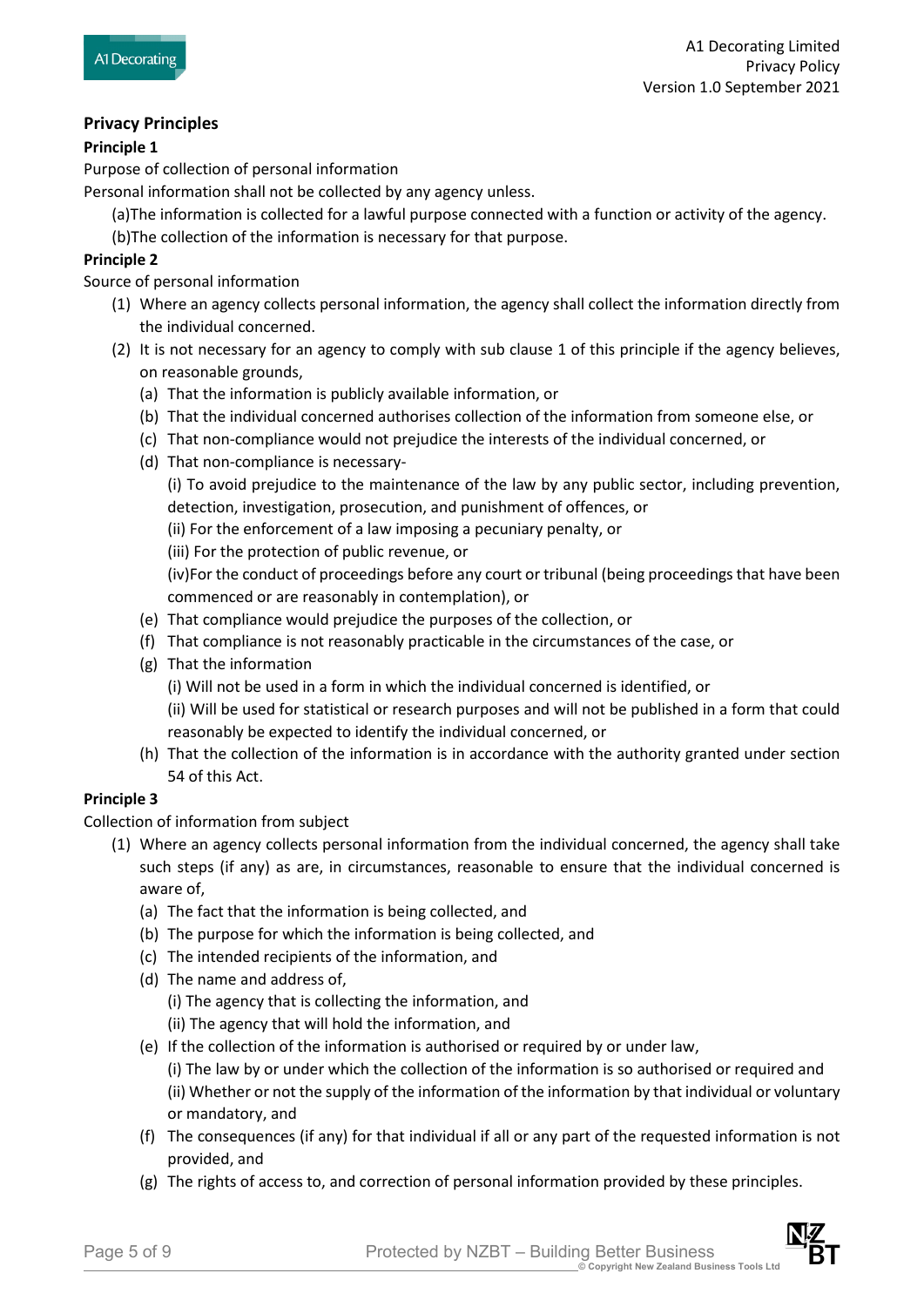## Privacy Principles

### Principle 1

Purpose of collection of personal information

Personal information shall not be collected by any agency unless.

(a)The information is collected for a lawful purpose connected with a function or activity of the agency.

(b)The collection of the information is necessary for that purpose.

### Principle 2

Source of personal information

(1) Where an agency collects personal information, the agency shall collect the information directly from the individual concerned.

(2) It is not necessary for an agency to comply with sub clause 1 of this principle if the agency believes, on reasonable grounds,

   (a) That the information is publicly available information, or

   (b) That the individual concerned authorises collection of the information from someone else, or

   (c) That non-compliance would not prejudice the interests of the individual concerned, or

   (d) That non-compliance is necessary-

      (i) To avoid prejudice to the maintenance of the law by any public sector, including prevention, detection, investigation, prosecution, and punishment of offences, or

      (ii) For the enforcement of a law imposing a pecuniary penalty, or

      (iii) For the protection of public revenue, or

      (iv)For the conduct of proceedings before any court or tribunal (being proceedings that have been commenced or are reasonably in contemplation), or

   (e) That compliance would prejudice the purposes of the collection, or

   (f) That compliance is not reasonably practicable in the circumstances of the case, or

   (g) That the information

      (i) Will not be used in a form in which the individual concerned is identified, or

      (ii) Will be used for statistical or research purposes and will not be published in a form that could reasonably be expected to identify the individual concerned, or

   (h) That the collection of the information is in accordance with the authority granted under section 54 of this Act.

### Principle 3

Collection of information from subject

(1) Where an agency collects personal information from the individual concerned, the agency shall take such steps (if any) as are, in circumstances, reasonable to ensure that the individual concerned is aware of,

   (a) The fact that the information is being collected, and

   (b) The purpose for which the information is being collected, and

   (c) The intended recipients of the information, and

   (d) The name and address of,

      (i) The agency that is collecting the information, and

      (ii) The agency that will hold the information, and

   (e) If the collection of the information is authorised or required by or under law,

      (i) The law by or under which the collection of the information is so authorised or required and

      (ii) Whether or not the supply of the information of the information by that individual or voluntary or mandatory, and

   (f) The consequences (if any) for that individual if all or any part of the requested information is not provided, and

   (g) The rights of access to, and correction of personal information provided by these principles.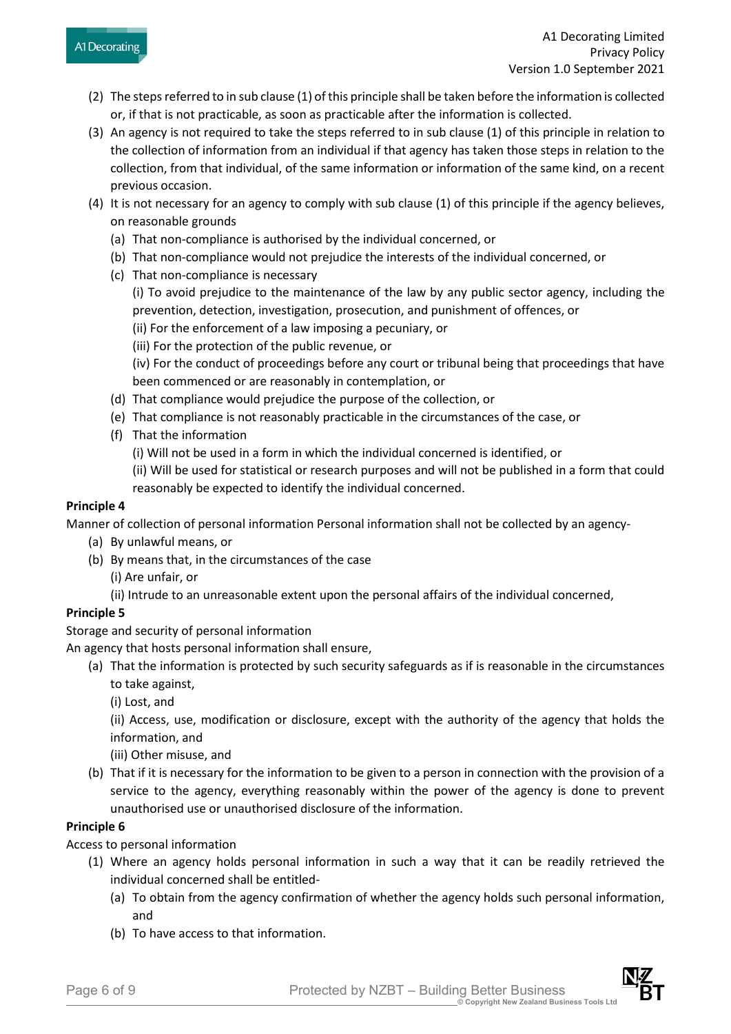(2) The steps referred to in sub clause (1) of this principle shall be taken before the information is collected or, if that is not practicable, as soon as practicable after the information is collected.

(3) An agency is not required to take the steps referred to in sub clause (1) of this principle in relation to the collection of information from an individual if that agency has taken those steps in relation to the collection, from that individual, of the same information or information of the same kind, on a recent previous occasion.

(4) It is not necessary for an agency to comply with sub clause (1) of this principle if the agency believes, on reasonable grounds

- (a) That non-compliance is authorised by the individual concerned, or
- (b) That non-compliance would not prejudice the interests of the individual concerned, or
- (c) That non-compliance is necessary

  (i) To avoid prejudice to the maintenance of the law by any public sector agency, including the prevention, detection, investigation, prosecution, and punishment of offences, or

  (ii) For the enforcement of a law imposing a pecuniary, or

  (iii) For the protection of the public revenue, or

  (iv) For the conduct of proceedings before any court or tribunal being that proceedings that have been commenced or are reasonably in contemplation, or
- (d) That compliance would prejudice the purpose of the collection, or
- (e) That compliance is not reasonably practicable in the circumstances of the case, or
- (f) That the information

  (i) Will not be used in a form in which the individual concerned is identified, or

  (ii) Will be used for statistical or research purposes and will not be published in a form that could reasonably be expected to identify the individual concerned.

**Principle 4**

Manner of collection of personal information Personal information shall not be collected by an agency-

- (a) By unlawful means, or
- (b) By means that, in the circumstances of the case

  (i) Are unfair, or

  (ii) Intrude to an unreasonable extent upon the personal affairs of the individual concerned,

**Principle 5**

Storage and security of personal information

An agency that hosts personal information shall ensure,

- (a) That the information is protected by such security safeguards as if is reasonable in the circumstances to take against,

  (i) Lost, and

  (ii) Access, use, modification or disclosure, except with the authority of the agency that holds the information, and

  (iii) Other misuse, and
- (b) That if it is necessary for the information to be given to a person in connection with the provision of a service to the agency, everything reasonably within the power of the agency is done to prevent unauthorised use or unauthorised disclosure of the information.

**Principle 6**

Access to personal information

(1) Where an agency holds personal information in such a way that it can be readily retrieved the individual concerned shall be entitled-

- (a) To obtain from the agency confirmation of whether the agency holds such personal information, and
- (b) To have access to that information.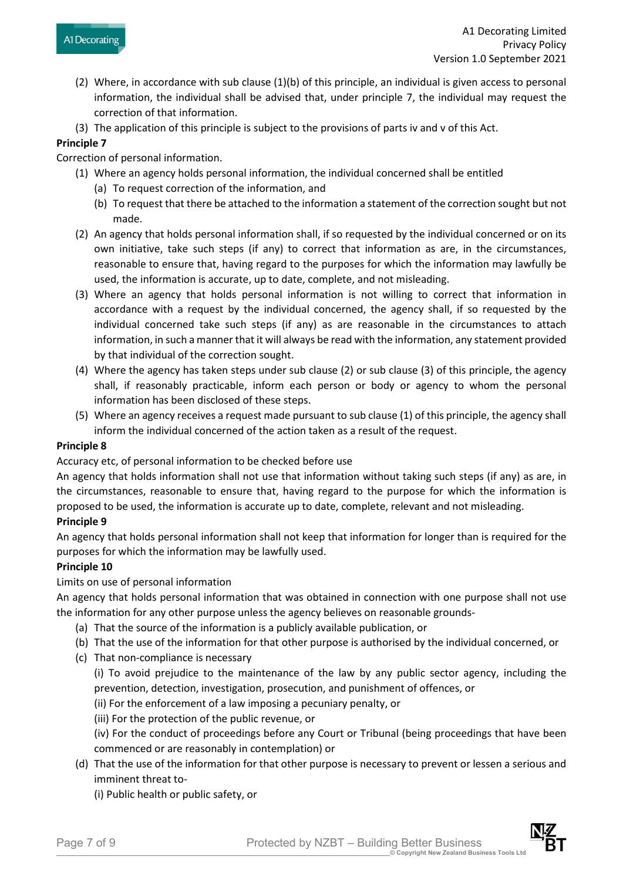(2) Where, in accordance with sub clause (1)(b) of this principle, an individual is given access to personal information, the individual shall be advised that, under principle 7, the individual may request the correction of that information.

(3) The application of this principle is subject to the provisions of parts iv and v of this Act.

**Principle 7**

Correction of personal information.

(1) Where an agency holds personal information, the individual concerned shall be entitled
   - (a) To request correction of the information, and
   - (b) To request that there be attached to the information a statement of the correction sought but not made.

(2) An agency that holds personal information shall, if so requested by the individual concerned or on its own initiative, take such steps (if any) to correct that information as are, in the circumstances, reasonable to ensure that, having regard to the purposes for which the information may lawfully be used, the information is accurate, up to date, complete, and not misleading.

(3) Where an agency that holds personal information is not willing to correct that information in accordance with a request by the individual concerned, the agency shall, if so requested by the individual concerned take such steps (if any) as are reasonable in the circumstances to attach information, in such a manner that it will always be read with the information, any statement provided by that individual of the correction sought.

(4) Where the agency has taken steps under sub clause (2) or sub clause (3) of this principle, the agency shall, if reasonably practicable, inform each person or body or agency to whom the personal information has been disclosed of these steps.

(5) Where an agency receives a request made pursuant to sub clause (1) of this principle, the agency shall inform the individual concerned of the action taken as a result of the request.

**Principle 8**

Accuracy etc, of personal information to be checked before use

An agency that holds information shall not use that information without taking such steps (if any) as are, in the circumstances, reasonable to ensure that, having regard to the purpose for which the information is proposed to be used, the information is accurate up to date, complete, relevant and not misleading.

**Principle 9**

An agency that holds personal information shall not keep that information for longer than is required for the purposes for which the information may be lawfully used.

**Principle 10**

Limits on use of personal information

An agency that holds personal information that was obtained in connection with one purpose shall not use the information for any other purpose unless the agency believes on reasonable grounds-

(a) That the source of the information is a publicly available publication, or

(b) That the use of the information for that other purpose is authorised by the individual concerned, or

(c) That non-compliance is necessary

   (i) To avoid prejudice to the maintenance of the law by any public sector agency, including the prevention, detection, investigation, prosecution, and punishment of offences, or

   (ii) For the enforcement of a law imposing a pecuniary penalty, or

   (iii) For the protection of the public revenue, or

   (iv) For the conduct of proceedings before any Court or Tribunal (being proceedings that have been commenced or are reasonably in contemplation) or

(d) That the use of the information for that other purpose is necessary to prevent or lessen a serious and imminent threat to-

   (i) Public health or public safety, or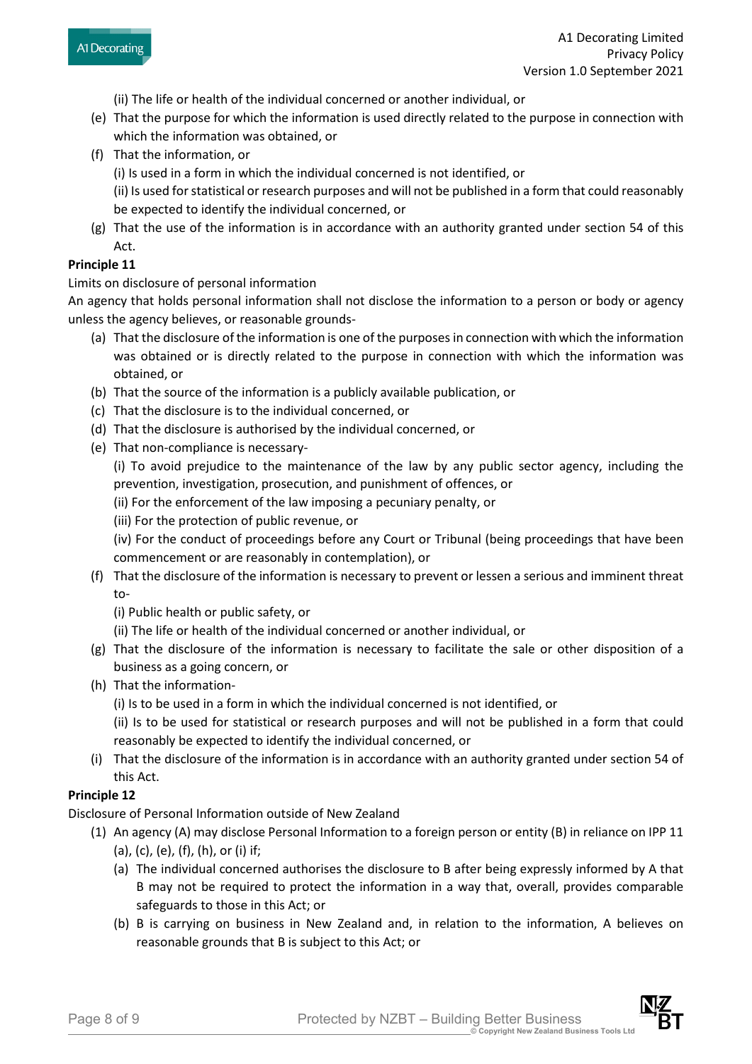(ii) The life or health of the individual concerned or another individual, or

(e) That the purpose for which the information is used directly related to the purpose in connection with which the information was obtained, or

(f) That the information, or

(i) Is used in a form in which the individual concerned is not identified, or

(ii) Is used for statistical or research purposes and will not be published in a form that could reasonably be expected to identify the individual concerned, or

(g) That the use of the information is in accordance with an authority granted under section 54 of this Act.

**Principle 11**

Limits on disclosure of personal information

An agency that holds personal information shall not disclose the information to a person or body or agency unless the agency believes, or reasonable grounds-

(a) That the disclosure of the information is one of the purposes in connection with which the information was obtained or is directly related to the purpose in connection with which the information was obtained, or

(b) That the source of the information is a publicly available publication, or

(c) That the disclosure is to the individual concerned, or

(d) That the disclosure is authorised by the individual concerned, or

(e) That non-compliance is necessary-

(i) To avoid prejudice to the maintenance of the law by any public sector agency, including the prevention, investigation, prosecution, and punishment of offences, or

(ii) For the enforcement of the law imposing a pecuniary penalty, or

(iii) For the protection of public revenue, or

(iv) For the conduct of proceedings before any Court or Tribunal (being proceedings that have been commencement or are reasonably in contemplation), or

(f) That the disclosure of the information is necessary to prevent or lessen a serious and imminent threat to-

(i) Public health or public safety, or

(ii) The life or health of the individual concerned or another individual, or

(g) That the disclosure of the information is necessary to facilitate the sale or other disposition of a business as a going concern, or

(h) That the information-

(i) Is to be used in a form in which the individual concerned is not identified, or

(ii) Is to be used for statistical or research purposes and will not be published in a form that could reasonably be expected to identify the individual concerned, or

(i) That the disclosure of the information is in accordance with an authority granted under section 54 of this Act.

**Principle 12**

Disclosure of Personal Information outside of New Zealand

(1) An agency (A) may disclose Personal Information to a foreign person or entity (B) in reliance on IPP 11 (a), (c), (e), (f), (h), or (i) if;

(a) The individual concerned authorises the disclosure to B after being expressly informed by A that B may not be required to protect the information in a way that, overall, provides comparable safeguards to those in this Act; or

(b) B is carrying on business in New Zealand and, in relation to the information, A believes on reasonable grounds that B is subject to this Act; or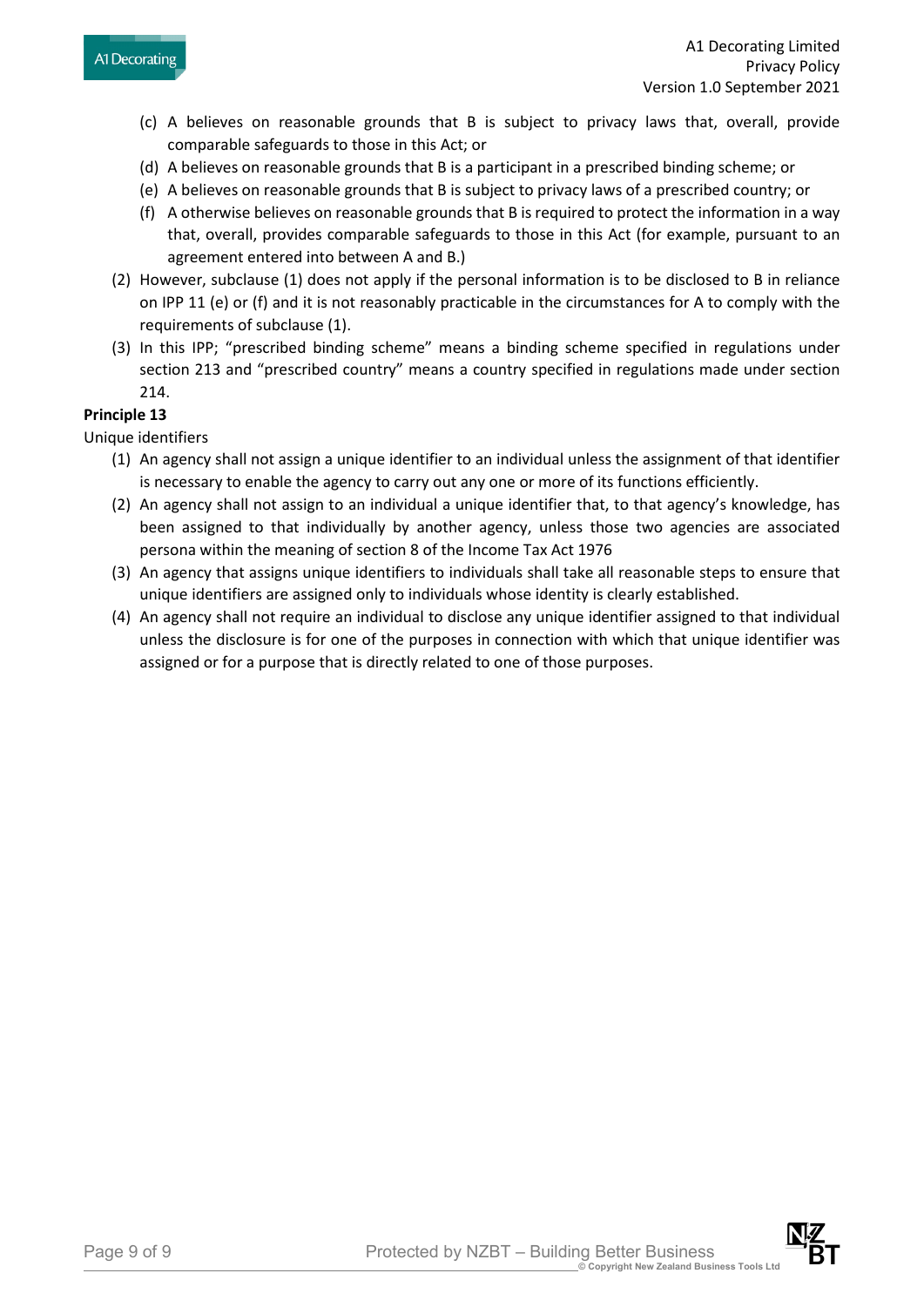(c) A believes on reasonable grounds that B is subject to privacy laws that, overall, provide comparable safeguards to those in this Act; or
(d) A believes on reasonable grounds that B is a participant in a prescribed binding scheme; or
(e) A believes on reasonable grounds that B is subject to privacy laws of a prescribed country; or
(f) A otherwise believes on reasonable grounds that B is required to protect the information in a way that, overall, provides comparable safeguards to those in this Act (for example, pursuant to an agreement entered into between A and B.)

(2) However, subclause (1) does not apply if the personal information is to be disclosed to B in reliance on IPP 11 (e) or (f) and it is not reasonably practicable in the circumstances for A to comply with the requirements of subclause (1).

(3) In this IPP; "prescribed binding scheme" means a binding scheme specified in regulations under section 213 and "prescribed country" means a country specified in regulations made under section 214.

**Principle 13**

Unique identifiers

(1) An agency shall not assign a unique identifier to an individual unless the assignment of that identifier is necessary to enable the agency to carry out any one or more of its functions efficiently.

(2) An agency shall not assign to an individual a unique identifier that, to that agency's knowledge, has been assigned to that individually by another agency, unless those two agencies are associated persona within the meaning of section 8 of the Income Tax Act 1976

(3) An agency that assigns unique identifiers to individuals shall take all reasonable steps to ensure that unique identifiers are assigned only to individuals whose identity is clearly established.

(4) An agency shall not require an individual to disclose any unique identifier assigned to that individual unless the disclosure is for one of the purposes in connection with which that unique identifier was assigned or for a purpose that is directly related to one of those purposes.